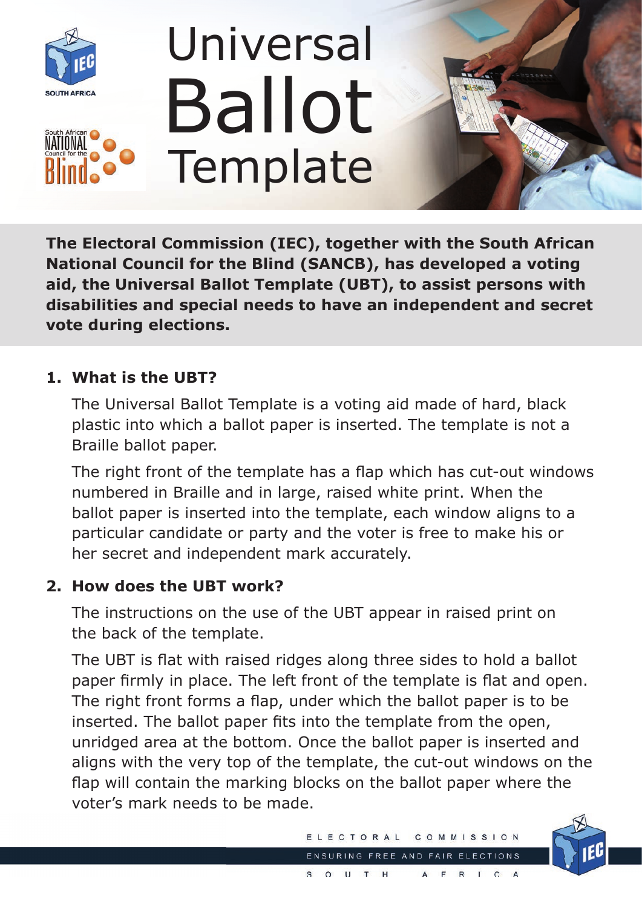# Universal Ballot Template

**The Electoral Commission (IEC), together with the South African National Council for the Blind (SANCB), has developed a voting aid, the Universal Ballot Template (UBT), to assist persons with disabilities and special needs to have an independent and secret vote during elections.**

## 1. What is the UBT?

The Universal Ballot Template is a voting aid made of hard, black plastic into which a ballot paper is inserted. The template is not a Braille ballot paper.

The right front of the template has a flap which has cut-out windows numbered in Braille and in large, raised white print. When the ballot paper is inserted into the template, each window aligns to a particular candidate or party and the voter is free to make his or her secret and independent mark accurately.

## 2. How does the UBT work?

The instructions on the use of the UBT appear in raised print on the back of the template.

The UBT is flat with raised ridges along three sides to hold a ballot paper firmly in place. The left front of the template is flat and open. The right front forms a flap, under which the ballot paper is to be inserted. The ballot paper fits into the template from the open, unridged area at the bottom. Once the ballot paper is inserted and aligns with the very top of the template, the cut-out windows on the flap will contain the marking blocks on the ballot paper where the voter's mark needs to be made.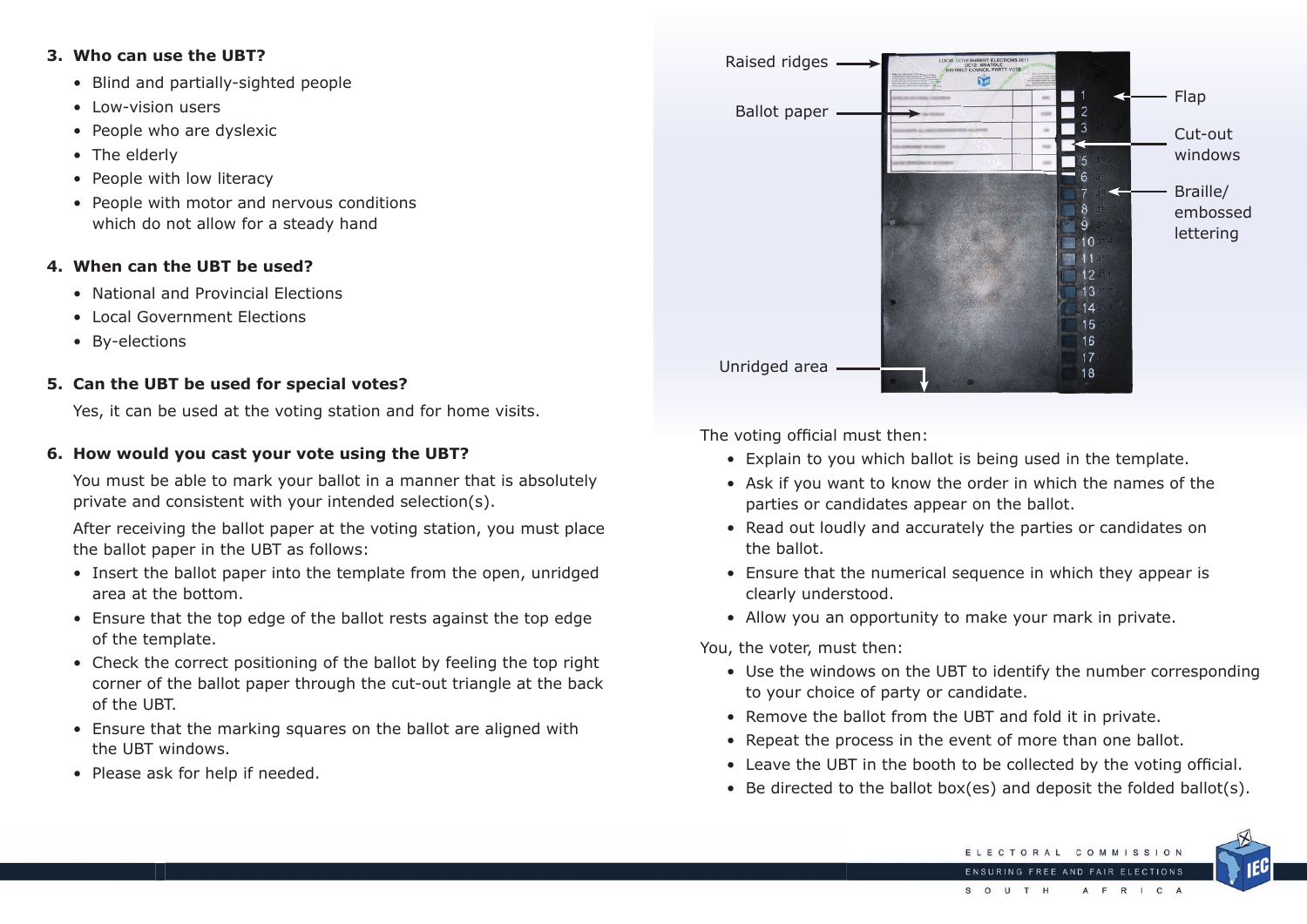### 3. Who can use the UBT?

- Blind and partially-sighted people
- Low-vision users
- People who are dyslexic
- The elderly
- People with low literacy
- People with motor and nervous conditions which do not allow for a steady hand

### 4. When can the UBT be used?

- National and Provincial Elections
- Local Government Elections
- By-elections

### 5. Can the UBT be used for special votes?

Yes, it can be used at the voting station and for home visits.

### 6. How would you cast your vote using the UBT?

You must be able to mark your ballot in a manner that is absolutely private and consistent with your intended selection(s).

After receiving the ballot paper at the voting station, you must place the ballot paper in the UBT as follows:

- Insert the ballot paper into the template from the open, unridged area at the bottom.
- Ensure that the top edge of the ballot rests against the top edge of the template.
- Check the correct positioning of the ballot by feeling the top right corner of the ballot paper through the cut-out triangle at the back of the UBT.
- Ensure that the marking squares on the ballot are aligned with the UBT windows.
- Please ask for help if needed.

Raised ridges

Ballot paper

Unridged area

Flap

Cut-out windows

Braille/ embossed lettering

The voting official must then:

- Explain to you which ballot is being used in the template.
- Ask if you want to know the order in which the names of the parties or candidates appear on the ballot.
- Read out loudly and accurately the parties or candidates on the ballot.
- Ensure that the numerical sequence in which they appear is clearly understood.
- Allow you an opportunity to make your mark in private.

You, the voter, must then:

- Use the windows on the UBT to identify the number corresponding to your choice of party or candidate.
- Remove the ballot from the UBT and fold it in private.
- Repeat the process in the event of more than one ballot.
- Leave the UBT in the booth to be collected by the voting official.
- Be directed to the ballot box(es) and deposit the folded ballot(s).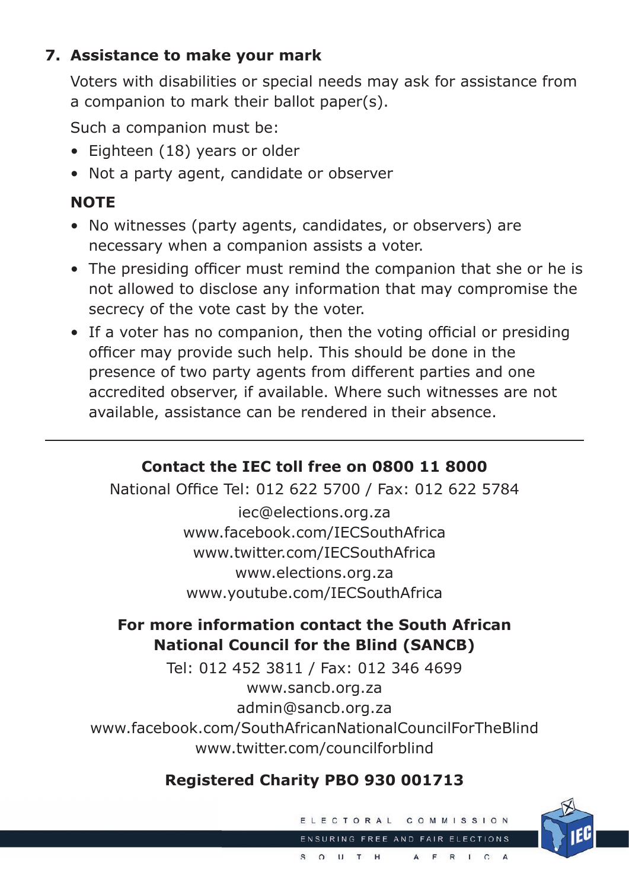## 7. Assistance to make your mark

Voters with disabilities or special needs may ask for assistance from a companion to mark their ballot paper(s).

Such a companion must be:

- Eighteen (18) years or older
- Not a party agent, candidate or observer

**NOTE**

- No witnesses (party agents, candidates, or observers) are necessary when a companion assists a voter.
- The presiding officer must remind the companion that she or he is not allowed to disclose any information that may compromise the secrecy of the vote cast by the voter.
- If a voter has no companion, then the voting official or presiding officer may provide such help. This should be done in the presence of two party agents from different parties and one accredited observer, if available. Where such witnesses are not available, assistance can be rendered in their absence.

---

**Contact the IEC toll free on 0800 11 8000**

National Office Tel: 012 622 5700 / Fax: 012 622 5784

iec@elections.org.za
www.facebook.com/IECSouthAfrica
www.twitter.com/IECSouthAfrica
www.elections.org.za
www.youtube.com/IECSouthAfrica

**For more information contact the South African National Council for the Blind (SANCB)**

Tel: 012 452 3811 / Fax: 012 346 4699
www.sancb.org.za
admin@sancb.org.za
www.facebook.com/SouthAfricanNationalCouncilForTheBlind
www.twitter.com/councilforblind

**Registered Charity PBO 930 001713**

ELECTORAL COMMISSION
ENSURING FREE AND FAIR ELECTIONS
SOUTH AFRICA